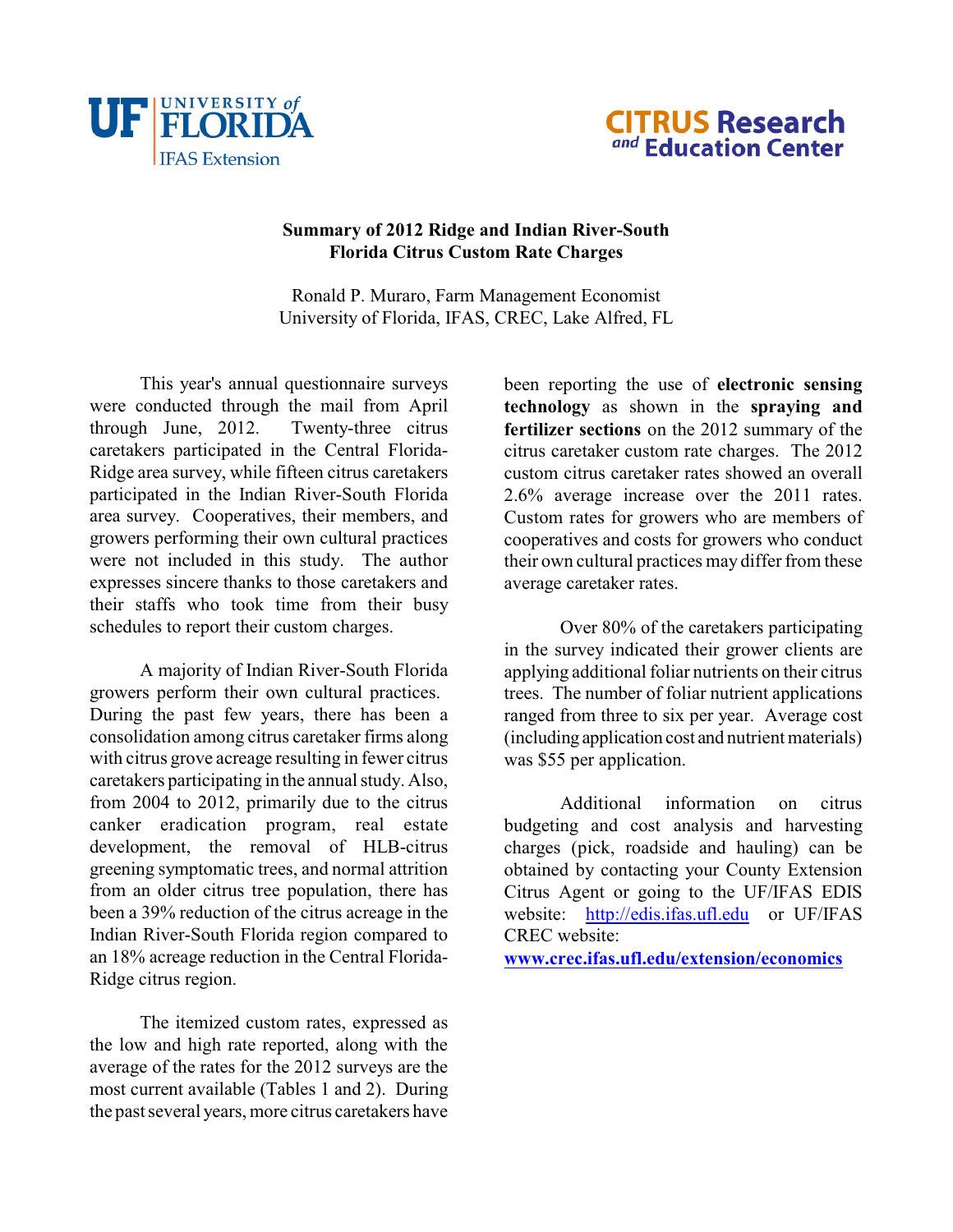UF | UNIVERSITY of FLORIDA
IFAS Extension

CITRUS Research and Education Center

# Summary of 2012 Ridge and Indian River-South Florida Citrus Custom Rate Charges

Ronald P. Muraro, Farm Management Economist
University of Florida, IFAS, CREC, Lake Alfred, FL

This year's annual questionnaire surveys were conducted through the mail from April through June, 2012. Twenty-three citrus caretakers participated in the Central Florida-Ridge area survey, while fifteen citrus caretakers participated in the Indian River-South Florida area survey. Cooperatives, their members, and growers performing their own cultural practices were not included in this study. The author expresses sincere thanks to those caretakers and their staffs who took time from their busy schedules to report their custom charges.

A majority of Indian River-South Florida growers perform their own cultural practices. During the past few years, there has been a consolidation among citrus caretaker firms along with citrus grove acreage resulting in fewer citrus caretakers participating in the annual study. Also, from 2004 to 2012, primarily due to the citrus canker eradication program, real estate development, the removal of HLB-citrus greening symptomatic trees, and normal attrition from an older citrus tree population, there has been a 39% reduction of the citrus acreage in the Indian River-South Florida region compared to an 18% acreage reduction in the Central Florida-Ridge citrus region.

The itemized custom rates, expressed as the low and high rate reported, along with the average of the rates for the 2012 surveys are the most current available (Tables 1 and 2). During the past several years, more citrus caretakers have been reporting the use of **electronic sensing technology** as shown in the **spraying and fertilizer sections** on the 2012 summary of the citrus caretaker custom rate charges. The 2012 custom citrus caretaker rates showed an overall 2.6% average increase over the 2011 rates. Custom rates for growers who are members of cooperatives and costs for growers who conduct their own cultural practices may differ from these average caretaker rates.

Over 80% of the caretakers participating in the survey indicated their grower clients are applying additional foliar nutrients on their citrus trees. The number of foliar nutrient applications ranged from three to six per year. Average cost (including application cost and nutrient materials) was $55 per application.

Additional information on citrus budgeting and cost analysis and harvesting charges (pick, roadside and hauling) can be obtained by contacting your County Extension Citrus Agent or going to the UF/IFAS EDIS website: http://edis.ifas.ufl.edu or UF/IFAS CREC website:
**www.crec.ifas.ufl.edu/extension/economics**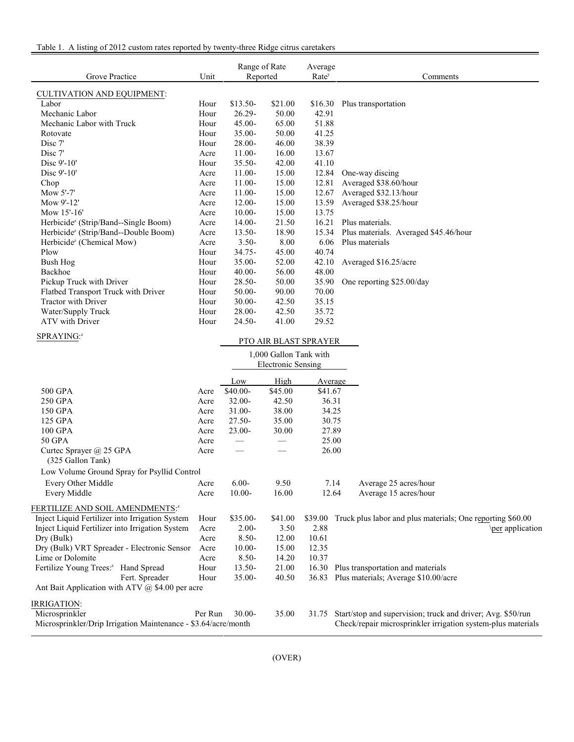Table 1. A listing of 2012 custom rates reported by twenty-three Ridge citrus caretakers

| Grove Practice | Unit | Range of Rate Reported | | Average Rate[y] | Comments |
|---|---|---|---|---|---|
| CULTIVATION AND EQUIPMENT: | | | | | |
| Labor | Hour | $13.50- | $21.00 | $16.30 | Plus transportation |
| Mechanic Labor | Hour | 26.29- | 50.00 | 42.91 | |
| Mechanic Labor with Truck | Hour | 45.00- | 65.00 | 51.88 | |
| Rotovate | Hour | 35.00- | 50.00 | 41.25 | |
| Disc 7' | Hour | 28.00- | 46.00 | 38.39 | |
| Disc 7' | Acre | 11.00- | 16.00 | 13.67 | |
| Disc 9'-10' | Hour | 35.50- | 42.00 | 41.10 | |
| Disc 9'-10' | Acre | 11.00- | 15.00 | 12.84 | One-way discing |
| Chop | Acre | 11.00- | 15.00 | 12.81 | Averaged $38.60/hour |
| Mow 5'-7' | Acre | 11.00- | 15.00 | 12.67 | Averaged $32.13/hour |
| Mow 9'-12' | Acre | 12.00- | 15.00 | 13.59 | Averaged $38.25/hour |
| Mow 15'-16' | Acre | 10.00- | 15.00 | 13.75 | |
| Herbicide[z] (Strip/Band--Single Boom) | Acre | 14.00- | 21.50 | 16.21 | Plus materials. |
| Herbicide[z] (Strip/Band--Double Boom) | Acre | 13.50- | 18.90 | 15.34 | Plus materials. Averaged $45.46/hour |
| Herbicide[z] (Chemical Mow) | Acre | 3.50- | 8.00 | 6.06 | Plus materials |
| Plow | Hour | 34.75- | 45.00 | 40.74 | |
| Bush Hog | Hour | 35.00- | 52.00 | 42.10 | Averaged $16.25/acre |
| Backhoe | Hour | 40.00- | 56.00 | 48.00 | |
| Pickup Truck with Driver | Hour | 28.50- | 50.00 | 35.90 | One reporting $25.00/day |
| Flatbed Transport Truck with Driver | Hour | 50.00- | 90.00 | 70.00 | |
| Tractor with Driver | Hour | 30.00- | 42.50 | 35.15 | |
| Water/Supply Truck | Hour | 28.00- | 42.50 | 35.72 | |
| ATV with Driver | Hour | 24.50- | 41.00 | 29.52 | |

| SPRAYING:[z] | | PTO AIR BLAST SPRAYER 1,000 Gallon Tank with Electronic Sensing | | | |
|---|---|---|---|---|---|
| | | Low | High | Average | |
| 500 GPA | Acre | $40.00- | $45.00 | $41.67 | |
| 250 GPA | Acre | 32.00- | 42.50 | 36.31 | |
| 150 GPA | Acre | 31.00- | 38.00 | 34.25 | |
| 125 GPA | Acre | 27.50- | 35.00 | 30.75 | |
| 100 GPA | Acre | 23.00- | 30.00 | 27.89 | |
| 50 GPA | Acre | — | — | 25.00 | |
| Curtec Sprayer @ 25 GPA (325 Gallon Tank) | Acre | — | — | 26.00 | |
| Low Volume Ground Spray for Psyllid Control | | | | | |
| Every Other Middle | Acre | 6.00- | 9.50 | 7.14 | Average 25 acres/hour |
| Every Middle | Acre | 10.00- | 16.00 | 12.64 | Average 15 acres/hour |

| FERTILIZE AND SOIL AMENDMENTS:[z] | | | | | |
|---|---|---|---|---|---|
| Inject Liquid Fertilizer into Irrigation System | Hour | $35.00- | $41.00 | $39.00 | Truck plus labor and plus materials; One reporting $60.00 per application |
| Inject Liquid Fertilizer into Irrigation System | Acre | 2.00- | 3.50 | 2.88 | |
| Dry (Bulk) | Acre | 8.50- | 12.00 | 10.61 | |
| Dry (Bulk) VRT Spreader - Electronic Sensor | Acre | 10.00- | 15.00 | 12.35 | |
| Lime or Dolomite | Acre | 8.50- | 14.20 | 10.37 | |
| Fertilize Young Trees:[z] Hand Spread | Hour | 13.50- | 21.00 | 16.30 | Plus transportation and materials |
| Fert. Spreader | Hour | 35.00- | 40.50 | 36.83 | Plus materials; Average $10.00/acre |
| Ant Bait Application with ATV @ $4.00 per acre | | | | | |

| IRRIGATION: | | | | | |
|---|---|---|---|---|---|
| Microsprinkler | Per Run | 30.00- | 35.00 | 31.75 | Start/stop and supervision; truck and driver; Avg. $50/run |
| Microsprinkler/Drip Irrigation Maintenance - $3.64/acre/month | | | | | Check/repair microsprinkler irrigation system-plus materials |

(OVER)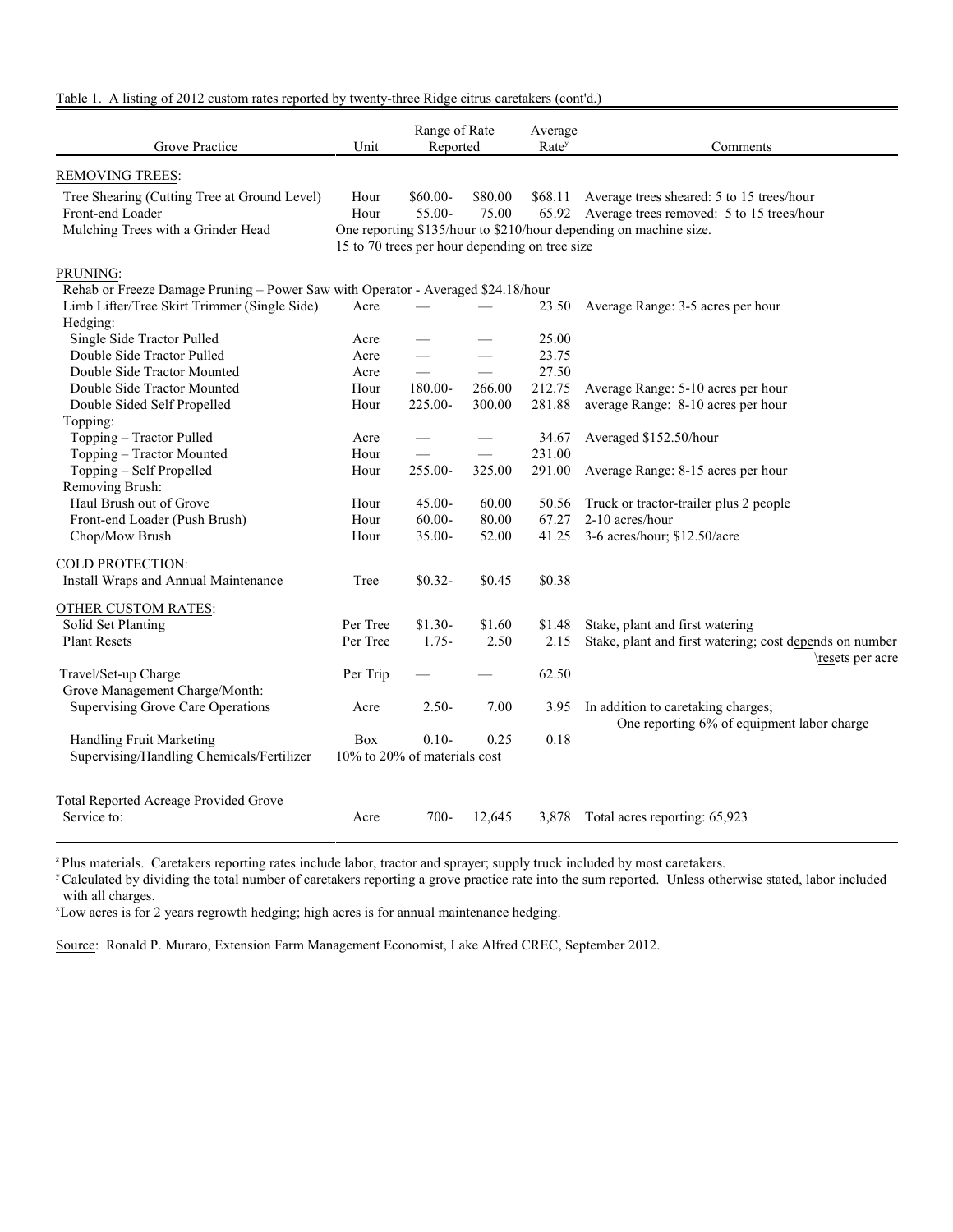Table 1. A listing of 2012 custom rates reported by twenty-three Ridge citrus caretakers (cont'd.)

| Grove Practice | Unit | Range of Rate Reported | | Average Rate[y] | Comments |
|---|---|---|---|---|---|
| REMOVING TREES: | | | | | |
| Tree Shearing (Cutting Tree at Ground Level) | Hour | $60.00- | $80.00 | $68.11 | Average trees sheared: 5 to 15 trees/hour |
| Front-end Loader | Hour | 55.00- | 75.00 | 65.92 | Average trees removed: 5 to 15 trees/hour |
| Mulching Trees with a Grinder Head | One reporting $135/hour to $210/hour depending on machine size. 15 to 70 trees per hour depending on tree size | | | | |
| PRUNING: | | | | | |
| Rehab or Freeze Damage Pruning – Power Saw with Operator - Averaged $24.18/hour | | | | | |
| Limb Lifter/Tree Skirt Trimmer (Single Side) | Acre | — | — | 23.50 | Average Range: 3-5 acres per hour |
| Hedging: | | | | | |
| Single Side Tractor Pulled | Acre | — | — | 25.00 | |
| Double Side Tractor Pulled | Acre | — | — | 23.75 | |
| Double Side Tractor Mounted | Acre | — | — | 27.50 | |
| Double Side Tractor Mounted | Hour | 180.00- | 266.00 | 212.75 | Average Range: 5-10 acres per hour |
| Double Sided Self Propelled | Hour | 225.00- | 300.00 | 281.88 | average Range: 8-10 acres per hour |
| Topping: | | | | | |
| Topping – Tractor Pulled | Acre | — | — | 34.67 | Averaged $152.50/hour |
| Topping – Tractor Mounted | Hour | — | — | 231.00 | |
| Topping – Self Propelled | Hour | 255.00- | 325.00 | 291.00 | Average Range: 8-15 acres per hour |
| Removing Brush: | | | | | |
| Haul Brush out of Grove | Hour | 45.00- | 60.00 | 50.56 | Truck or tractor-trailer plus 2 people |
| Front-end Loader (Push Brush) | Hour | 60.00- | 80.00 | 67.27 | 2-10 acres/hour |
| Chop/Mow Brush | Hour | 35.00- | 52.00 | 41.25 | 3-6 acres/hour; $12.50/acre |
| COLD PROTECTION: | | | | | |
| Install Wraps and Annual Maintenance | Tree | $0.32- | $0.45 | $0.38 | |
| OTHER CUSTOM RATES: | | | | | |
| Solid Set Planting | Per Tree | $1.30- | $1.60 | $1.48 | Stake, plant and first watering |
| Plant Resets | Per Tree | 1.75- | 2.50 | 2.15 | Stake, plant and first watering; cost depends on number \resets per acre |
| Travel/Set-up Charge | Per Trip | — | — | 62.50 | |
| Grove Management Charge/Month: | | | | | |
| Supervising Grove Care Operations | Acre | 2.50- | 7.00 | 3.95 | In addition to caretaking charges; One reporting 6% of equipment labor charge |
| Handling Fruit Marketing | Box | 0.10- | 0.25 | 0.18 | |
| Supervising/Handling Chemicals/Fertilizer | 10% to 20% of materials cost | | | | |
| Total Reported Acreage Provided Grove Service to: | Acre | 700- | 12,645 | 3,878 | Total acres reporting: 65,923 |

[z] Plus materials. Caretakers reporting rates include labor, tractor and sprayer; supply truck included by most caretakers.
[y] Calculated by dividing the total number of caretakers reporting a grove practice rate into the sum reported. Unless otherwise stated, labor included with all charges.
[x] Low acres is for 2 years regrowth hedging; high acres is for annual maintenance hedging.

Source: Ronald P. Muraro, Extension Farm Management Economist, Lake Alfred CREC, September 2012.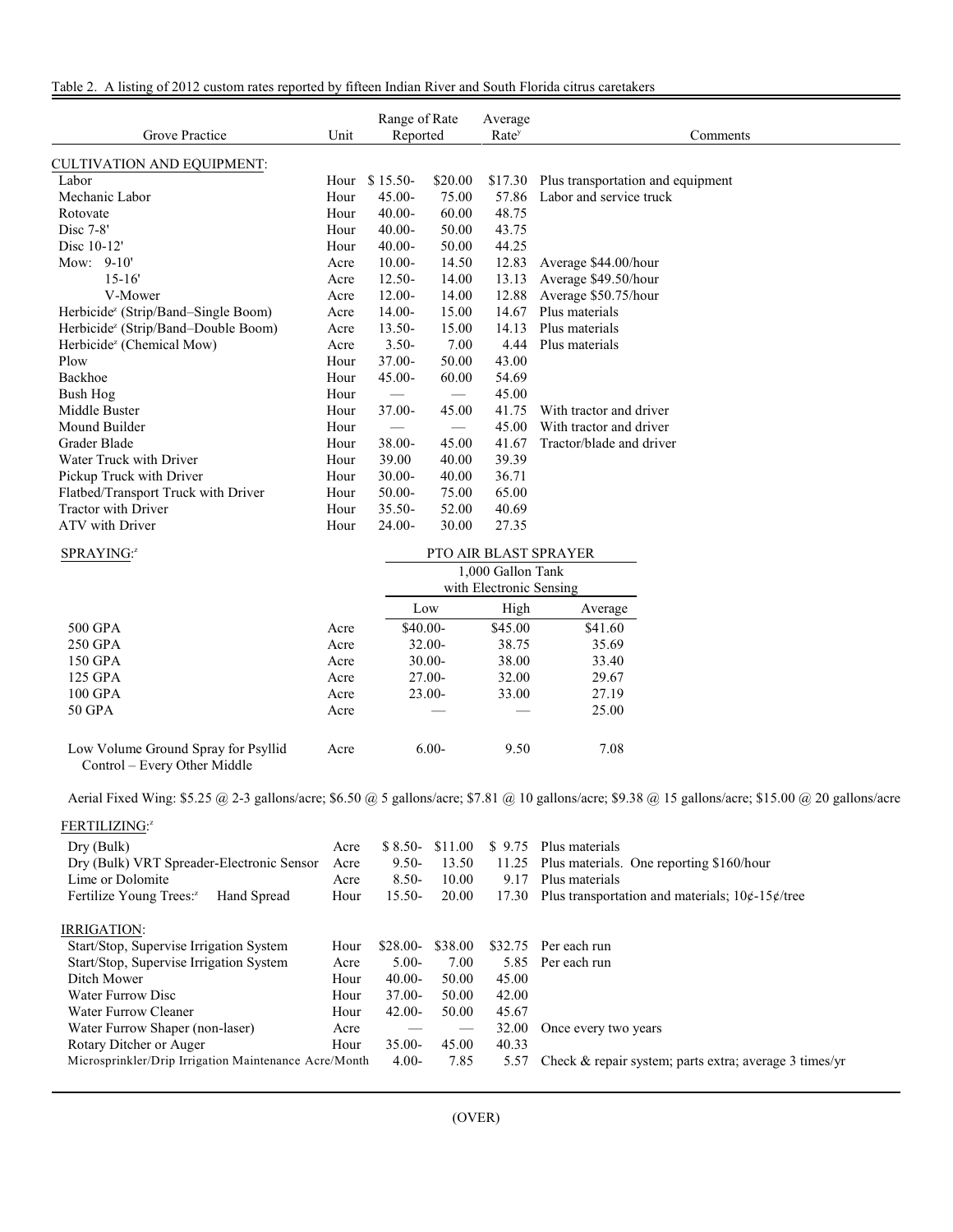Table 2. A listing of 2012 custom rates reported by fifteen Indian River and South Florida citrus caretakers

| Grove Practice | Unit | Range of Rate Reported | | Average Rate[y] | Comments |
|---|---|---|---|---|---|
| CULTIVATION AND EQUIPMENT: | | | | | |
| Labor | Hour | $ 15.50- | $20.00 | $17.30 | Plus transportation and equipment |
| Mechanic Labor | Hour | 45.00- | 75.00 | 57.86 | Labor and service truck |
| Rotovate | Hour | 40.00- | 60.00 | 48.75 | |
| Disc 7-8' | Hour | 40.00- | 50.00 | 43.75 | |
| Disc 10-12' | Hour | 40.00- | 50.00 | 44.25 | |
| Mow: 9-10' | Acre | 10.00- | 14.50 | 12.83 | Average $44.00/hour |
| 15-16' | Acre | 12.50- | 14.00 | 13.13 | Average $49.50/hour |
| V-Mower | Acre | 12.00- | 14.00 | 12.88 | Average $50.75/hour |
| Herbicide[z] (Strip/Band–Single Boom) | Acre | 14.00- | 15.00 | 14.67 | Plus materials |
| Herbicide[z] (Strip/Band–Double Boom) | Acre | 13.50- | 15.00 | 14.13 | Plus materials |
| Herbicide[z] (Chemical Mow) | Acre | 3.50- | 7.00 | 4.44 | Plus materials |
| Plow | Hour | 37.00- | 50.00 | 43.00 | |
| Backhoe | Hour | 45.00- | 60.00 | 54.69 | |
| Bush Hog | Hour | — | — | 45.00 | |
| Middle Buster | Hour | 37.00- | 45.00 | 41.75 | With tractor and driver |
| Mound Builder | Hour | — | — | 45.00 | With tractor and driver |
| Grader Blade | Hour | 38.00- | 45.00 | 41.67 | Tractor/blade and driver |
| Water Truck with Driver | Hour | 39.00 | 40.00 | 39.39 | |
| Pickup Truck with Driver | Hour | 30.00- | 40.00 | 36.71 | |
| Flatbed/Transport Truck with Driver | Hour | 50.00- | 75.00 | 65.00 | |
| Tractor with Driver | Hour | 35.50- | 52.00 | 40.69 | |
| ATV with Driver | Hour | 24.00- | 30.00 | 27.35 | |

| SPRAYING:[z] | | PTO AIR BLAST SPRAYER 1,000 Gallon Tank with Electronic Sensing | | |
|---|---|---|---|---|
| | | Low | High | Average |
| 500 GPA | Acre | $40.00- | $45.00 | $41.60 |
| 250 GPA | Acre | 32.00- | 38.75 | 35.69 |
| 150 GPA | Acre | 30.00- | 38.00 | 33.40 |
| 125 GPA | Acre | 27.00- | 32.00 | 29.67 |
| 100 GPA | Acre | 23.00- | 33.00 | 27.19 |
| 50 GPA | Acre | — | — | 25.00 |
| Low Volume Ground Spray for Psyllid Control – Every Other Middle | Acre | 6.00- | 9.50 | 7.08 |

Aerial Fixed Wing: $5.25 @ 2-3 gallons/acre; $6.50 @ 5 gallons/acre; $7.81 @ 10 gallons/acre; $9.38 @ 15 gallons/acre; $15.00 @ 20 gallons/acre

| Grove Practice | Unit | Range of Rate Reported | | Average Rate[y] | Comments |
|---|---|---|---|---|---|
| FERTILIZING:[z] | | | | | |
| Dry (Bulk) | Acre | $ 8.50- | $11.00 | $ 9.75 | Plus materials |
| Dry (Bulk) VRT Spreader-Electronic Sensor | Acre | 9.50- | 13.50 | 11.25 | Plus materials. One reporting $160/hour |
| Lime or Dolomite | Acre | 8.50- | 10.00 | 9.17 | Plus materials |
| Fertilize Young Trees:[z] Hand Spread | Hour | 15.50- | 20.00 | 17.30 | Plus transportation and materials; 10¢-15¢/tree |
| IRRIGATION: | | | | | |
| Start/Stop, Supervise Irrigation System | Hour | $28.00- | $38.00 | $32.75 | Per each run |
| Start/Stop, Supervise Irrigation System | Acre | 5.00- | 7.00 | 5.85 | Per each run |
| Ditch Mower | Hour | 40.00- | 50.00 | 45.00 | |
| Water Furrow Disc | Hour | 37.00- | 50.00 | 42.00 | |
| Water Furrow Cleaner | Hour | 42.00- | 50.00 | 45.67 | |
| Water Furrow Shaper (non-laser) | Acre | — | — | 32.00 | Once every two years |
| Rotary Ditcher or Auger | Hour | 35.00- | 45.00 | 40.33 | |
| Microsprinkler/Drip Irrigation Maintenance | Acre/Month | 4.00- | 7.85 | 5.57 | Check & repair system; parts extra; average 3 times/yr |

(OVER)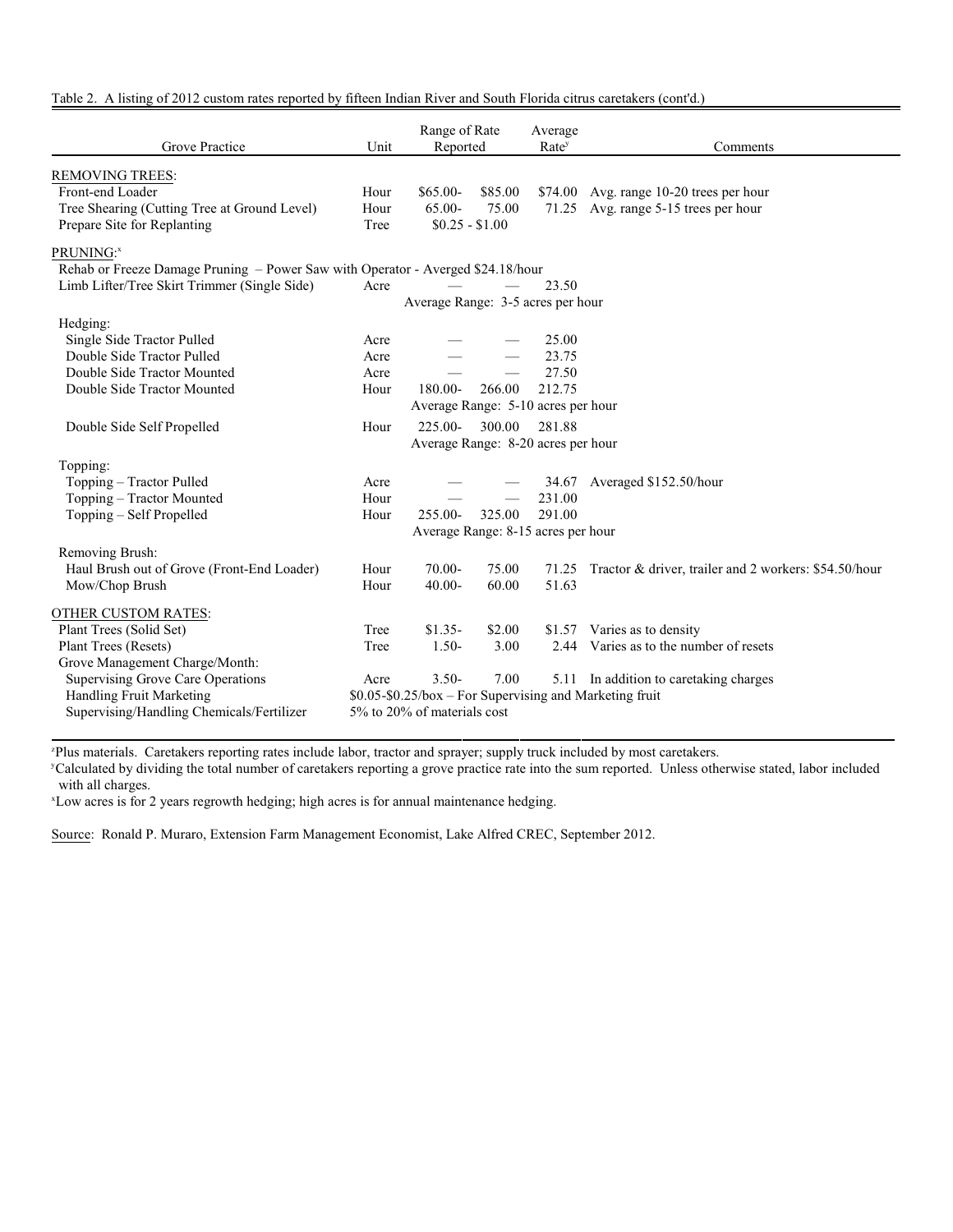Table 2. A listing of 2012 custom rates reported by fifteen Indian River and South Florida citrus caretakers (cont'd.)

| Grove Practice | Unit | Range of Rate Reported | | Average Rate[y] | Comments |
|---|---|---|---|---|---|
| REMOVING TREES: | | | | | |
| Front-end Loader | Hour | $65.00- | $85.00 | $74.00 | Avg. range 10-20 trees per hour |
| Tree Shearing (Cutting Tree at Ground Level) | Hour | 65.00- | 75.00 | 71.25 | Avg. range 5-15 trees per hour |
| Prepare Site for Replanting | Tree | $0.25 - $1.00 | | | |
| PRUNING:[x] | | | | | |
| Rehab or Freeze Damage Pruning – Power Saw with Operator - Averged $24.18/hour | | | | | |
| Limb Lifter/Tree Skirt Trimmer (Single Side) | Acre | — | — | 23.50 | |
| | | Average Range: 3-5 acres per hour | | | |
| Hedging: | | | | | |
| Single Side Tractor Pulled | Acre | — | — | 25.00 | |
| Double Side Tractor Pulled | Acre | — | — | 23.75 | |
| Double Side Tractor Mounted | Acre | — | — | 27.50 | |
| Double Side Tractor Mounted | Hour | 180.00- | 266.00 | 212.75 | |
| | | Average Range: 5-10 acres per hour | | | |
| Double Side Self Propelled | Hour | 225.00- | 300.00 | 281.88 | |
| | | Average Range: 8-20 acres per hour | | | |
| Topping: | | | | | |
| Topping – Tractor Pulled | Acre | — | — | 34.67 | Averaged $152.50/hour |
| Topping – Tractor Mounted | Hour | — | — | 231.00 | |
| Topping – Self Propelled | Hour | 255.00- | 325.00 | 291.00 | |
| | | Average Range: 8-15 acres per hour | | | |
| Removing Brush: | | | | | |
| Haul Brush out of Grove (Front-End Loader) | Hour | 70.00- | 75.00 | 71.25 | Tractor & driver, trailer and 2 workers: $54.50/hour |
| Mow/Chop Brush | Hour | 40.00- | 60.00 | 51.63 | |
| OTHER CUSTOM RATES: | | | | | |
| Plant Trees (Solid Set) | Tree | $1.35- | $2.00 | $1.57 | Varies as to density |
| Plant Trees (Resets) | Tree | 1.50- | 3.00 | 2.44 | Varies as to the number of resets |
| Grove Management Charge/Month: | | | | | |
| Supervising Grove Care Operations | Acre | 3.50- | 7.00 | 5.11 | In addition to caretaking charges |
| Handling Fruit Marketing | | $0.05-$0.25/box – For Supervising and Marketing fruit | | | |
| Supervising/Handling Chemicals/Fertilizer | | 5% to 20% of materials cost | | | |

[z]Plus materials. Caretakers reporting rates include labor, tractor and sprayer; supply truck included by most caretakers.
[y]Calculated by dividing the total number of caretakers reporting a grove practice rate into the sum reported. Unless otherwise stated, labor included with all charges.
[x]Low acres is for 2 years regrowth hedging; high acres is for annual maintenance hedging.

Source: Ronald P. Muraro, Extension Farm Management Economist, Lake Alfred CREC, September 2012.